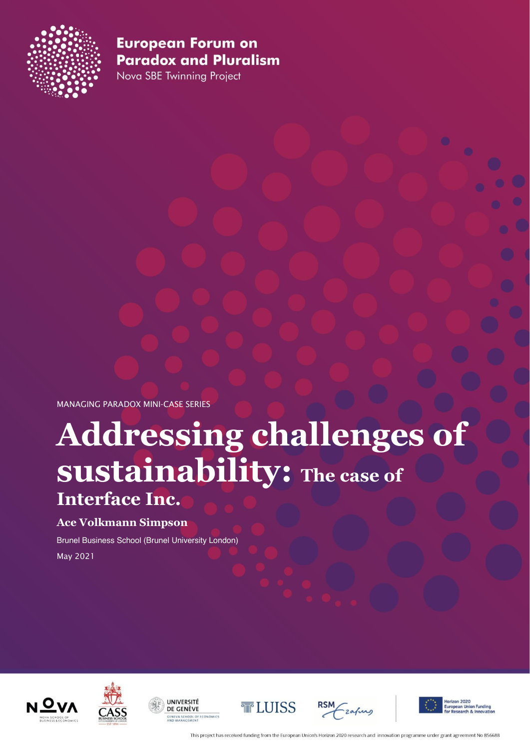**European Forum on Paradox and Pluralism**

Nova SBE Twinning Project

MANAGING PARADOX MINI-CASE SERIES

# Addressing challenges of sustainability: The case of Interface Inc.

**Ace Volkmann Simpson**

Brunel Business School (Brunel University London)

May 2021

This project has received funding from the European Union's Horizon 2020 research and innovation programme under grant agreement No 856688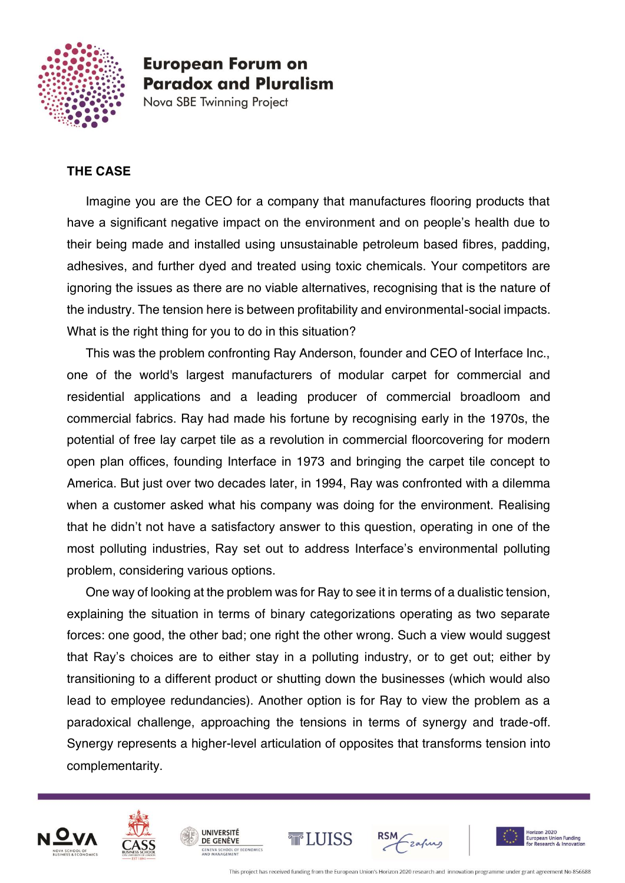## THE CASE

Imagine you are the CEO for a company that manufactures flooring products that have a significant negative impact on the environment and on people's health due to their being made and installed using unsustainable petroleum based fibres, padding, adhesives, and further dyed and treated using toxic chemicals. Your competitors are ignoring the issues as there are no viable alternatives, recognising that is the nature of the industry. The tension here is between profitability and environmental-social impacts. What is the right thing for you to do in this situation?

This was the problem confronting Ray Anderson, founder and CEO of Interface Inc., one of the world's largest manufacturers of modular carpet for commercial and residential applications and a leading producer of commercial broadloom and commercial fabrics. Ray had made his fortune by recognising early in the 1970s, the potential of free lay carpet tile as a revolution in commercial floorcovering for modern open plan offices, founding Interface in 1973 and bringing the carpet tile concept to America. But just over two decades later, in 1994, Ray was confronted with a dilemma when a customer asked what his company was doing for the environment. Realising that he didn't not have a satisfactory answer to this question, operating in one of the most polluting industries, Ray set out to address Interface's environmental polluting problem, considering various options.

One way of looking at the problem was for Ray to see it in terms of a dualistic tension, explaining the situation in terms of binary categorizations operating as two separate forces: one good, the other bad; one right the other wrong. Such a view would suggest that Ray's choices are to either stay in a polluting industry, or to get out; either by transitioning to a different product or shutting down the businesses (which would also lead to employee redundancies). Another option is for Ray to view the problem as a paradoxical challenge, approaching the tensions in terms of synergy and trade-off. Synergy represents a higher-level articulation of opposites that transforms tension into complementarity.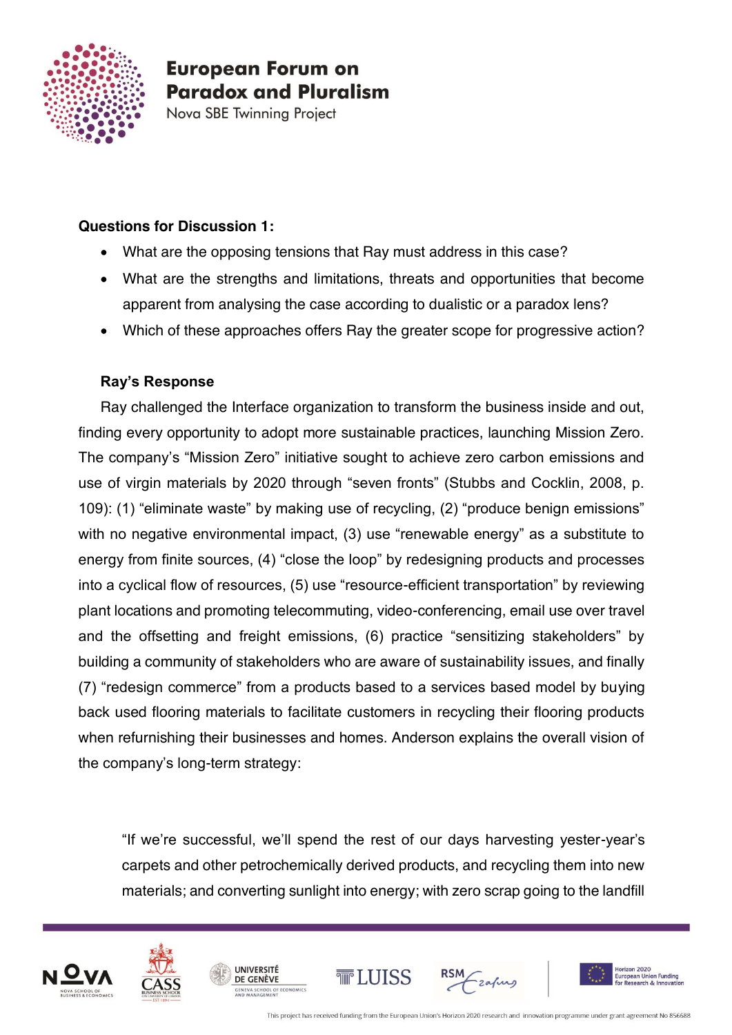**Questions for Discussion 1:**

- What are the opposing tensions that Ray must address in this case?
- What are the strengths and limitations, threats and opportunities that become apparent from analysing the case according to dualistic or a paradox lens?
- Which of these approaches offers Ray the greater scope for progressive action?

**Ray's Response**

Ray challenged the Interface organization to transform the business inside and out, finding every opportunity to adopt more sustainable practices, launching Mission Zero. The company's "Mission Zero" initiative sought to achieve zero carbon emissions and use of virgin materials by 2020 through "seven fronts" (Stubbs and Cocklin, 2008, p. 109): (1) "eliminate waste" by making use of recycling, (2) "produce benign emissions" with no negative environmental impact, (3) use "renewable energy" as a substitute to energy from finite sources, (4) "close the loop" by redesigning products and processes into a cyclical flow of resources, (5) use "resource-efficient transportation" by reviewing plant locations and promoting telecommuting, video-conferencing, email use over travel and the offsetting and freight emissions, (6) practice "sensitizing stakeholders" by building a community of stakeholders who are aware of sustainability issues, and finally (7) "redesign commerce" from a products based to a services based model by buying back used flooring materials to facilitate customers in recycling their flooring products when refurbishing their businesses and homes. Anderson explains the overall vision of the company's long-term strategy:

> "If we're successful, we'll spend the rest of our days harvesting yester-year's carpets and other petrochemically derived products, and recycling them into new materials; and converting sunlight into energy; with zero scrap going to the landfill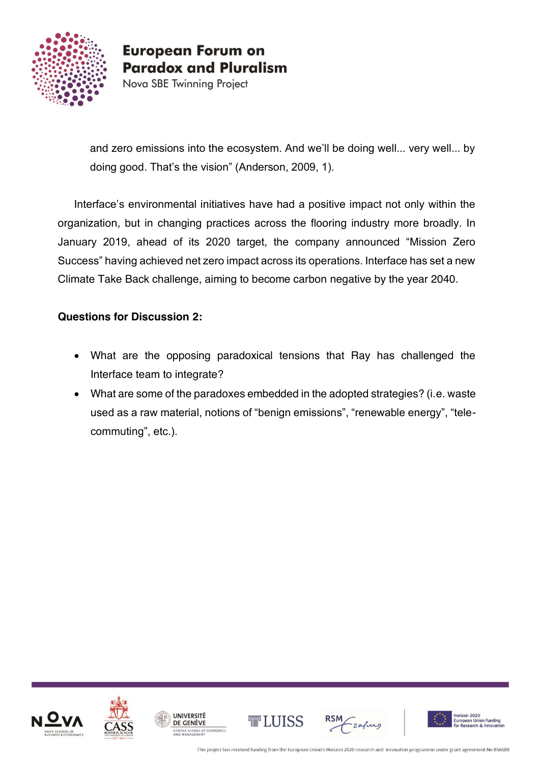and zero emissions into the ecosystem. And we'll be doing well... very well... by doing good. That's the vision" (Anderson, 2009, 1).

Interface's environmental initiatives have had a positive impact not only within the organization, but in changing practices across the flooring industry more broadly. In January 2019, ahead of its 2020 target, the company announced "Mission Zero Success" having achieved net zero impact across its operations. Interface has set a new Climate Take Back challenge, aiming to become carbon negative by the year 2040.

**Questions for Discussion 2:**

- What are the opposing paradoxical tensions that Ray has challenged the Interface team to integrate?
- What are some of the paradoxes embedded in the adopted strategies? (i.e. waste used as a raw material, notions of "benign emissions", "renewable energy", "tele-commuting", etc.).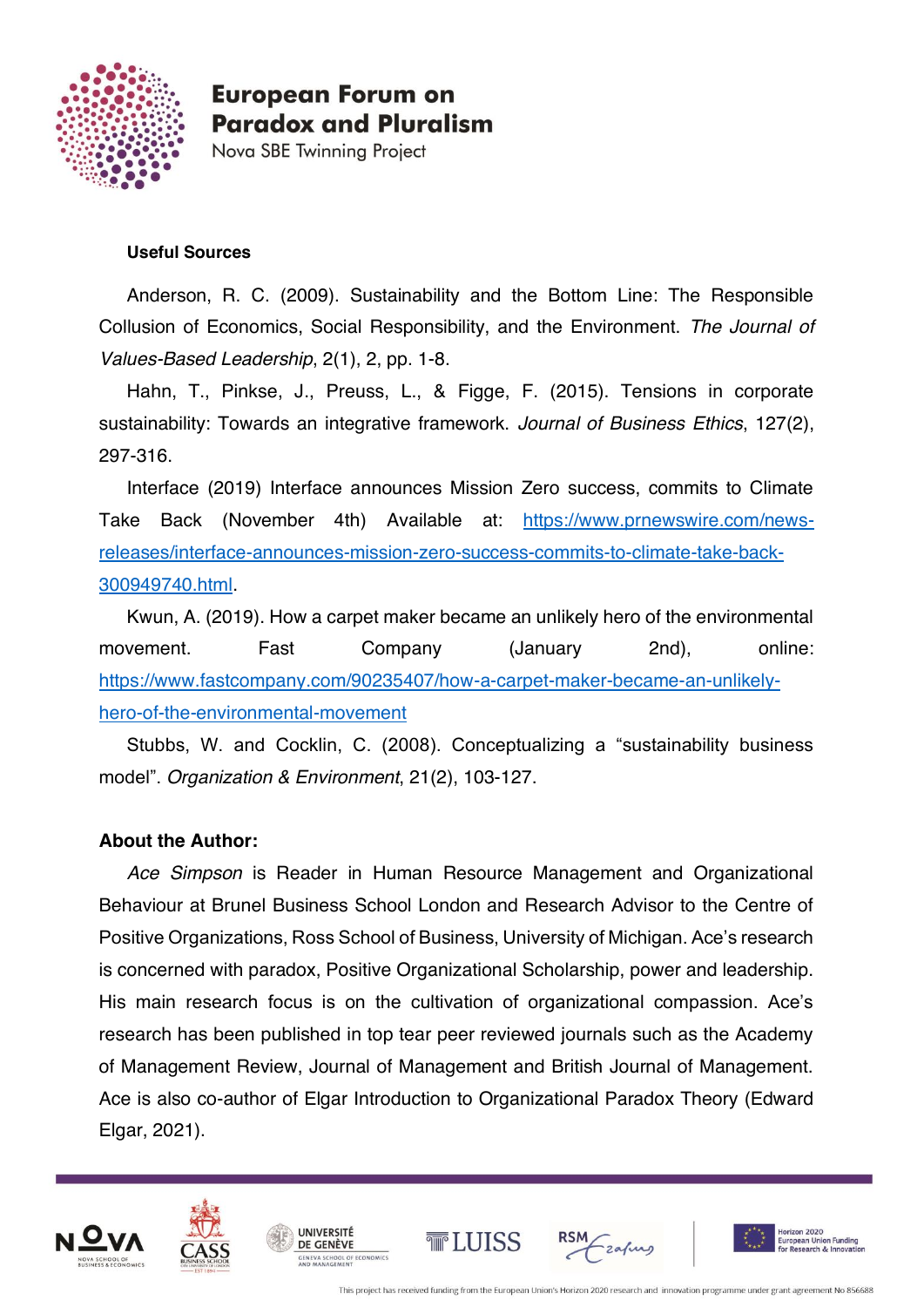**Useful Sources**

Anderson, R. C. (2009). Sustainability and the Bottom Line: The Responsible Collusion of Economics, Social Responsibility, and the Environment. *The Journal of Values-Based Leadership*, 2(1), 2, pp. 1-8.

Hahn, T., Pinkse, J., Preuss, L., & Figge, F. (2015). Tensions in corporate sustainability: Towards an integrative framework. *Journal of Business Ethics*, 127(2), 297-316.

Interface (2019) Interface announces Mission Zero success, commits to Climate Take Back (November 4th) Available at: https://www.prnewswire.com/news-releases/interface-announces-mission-zero-success-commits-to-climate-take-back-300949740.html.

Kwun, A. (2019). How a carpet maker became an unlikely hero of the environmental movement. Fast Company (January 2nd), online: https://www.fastcompany.com/90235407/how-a-carpet-maker-became-an-unlikely-hero-of-the-environmental-movement

Stubbs, W. and Cocklin, C. (2008). Conceptualizing a "sustainability business model". *Organization & Environment*, 21(2), 103-127.

**About the Author:**

*Ace Simpson* is Reader in Human Resource Management and Organizational Behaviour at Brunel Business School London and Research Advisor to the Centre of Positive Organizations, Ross School of Business, University of Michigan. Ace's research is concerned with paradox, Positive Organizational Scholarship, power and leadership. His main research focus is on the cultivation of organizational compassion. Ace's research has been published in top tear peer reviewed journals such as the Academy of Management Review, Journal of Management and British Journal of Management. Ace is also co-author of Elgar Introduction to Organizational Paradox Theory (Edward Elgar, 2021).

This project has received funding from the European Union's Horizon 2020 research and innovation programme under grant agreement No 856688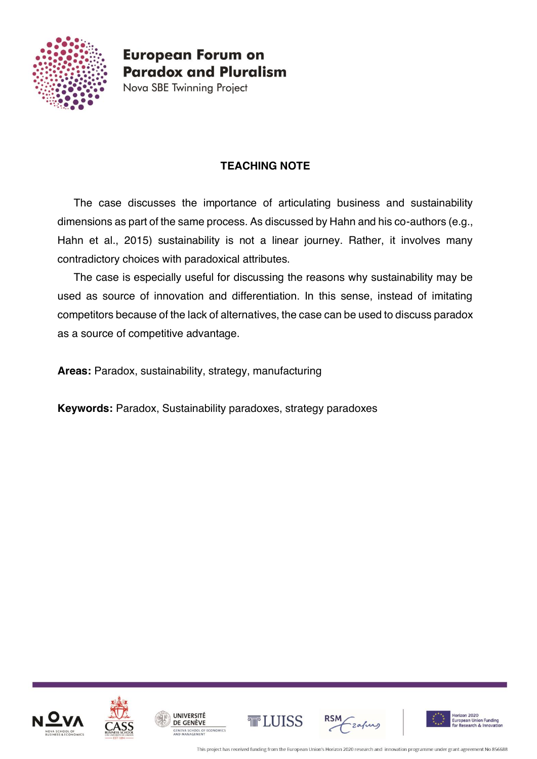## TEACHING NOTE

The case discusses the importance of articulating business and sustainability dimensions as part of the same process. As discussed by Hahn and his co-authors (e.g., Hahn et al., 2015) sustainability is not a linear journey. Rather, it involves many contradictory choices with paradoxical attributes.

The case is especially useful for discussing the reasons why sustainability may be used as source of innovation and differentiation. In this sense, instead of imitating competitors because of the lack of alternatives, the case can be used to discuss paradox as a source of competitive advantage.

**Areas:** Paradox, sustainability, strategy, manufacturing

**Keywords:** Paradox, Sustainability paradoxes, strategy paradoxes